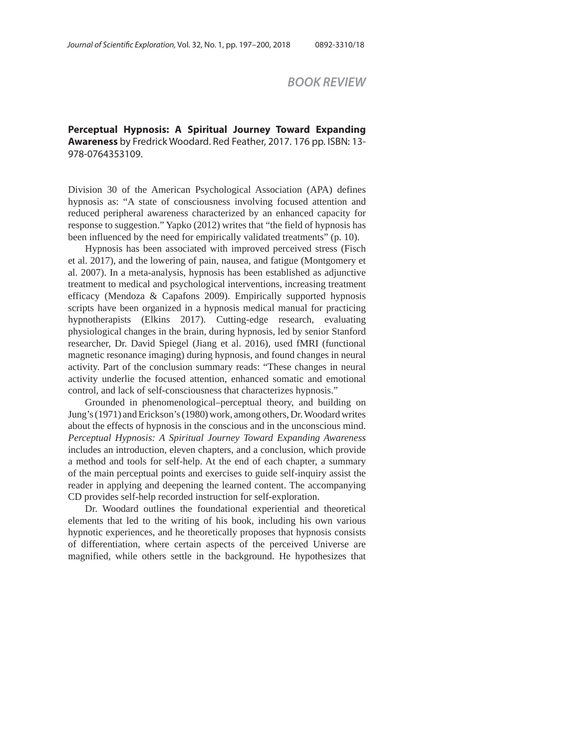## BOOK REVIEW

**Perceptual Hypnosis: A Spiritual Journey Toward Expanding Awareness** by Fredrick Woodard. Red Feather, 2017. 176 pp. ISBN: 13-978-0764353109.

Division 30 of the American Psychological Association (APA) defines hypnosis as: "A state of consciousness involving focused attention and reduced peripheral awareness characterized by an enhanced capacity for response to suggestion." Yapko (2012) writes that "the field of hypnosis has been influenced by the need for empirically validated treatments" (p. 10).

Hypnosis has been associated with improved perceived stress (Fisch et al. 2017), and the lowering of pain, nausea, and fatigue (Montgomery et al. 2007). In a meta-analysis, hypnosis has been established as adjunctive treatment to medical and psychological interventions, increasing treatment efficacy (Mendoza & Capafons 2009). Empirically supported hypnosis scripts have been organized in a hypnosis medical manual for practicing hypnotherapists (Elkins 2017). Cutting-edge research, evaluating physiological changes in the brain, during hypnosis, led by senior Stanford researcher, Dr. David Spiegel (Jiang et al. 2016), used fMRI (functional magnetic resonance imaging) during hypnosis, and found changes in neural activity. Part of the conclusion summary reads: "These changes in neural activity underlie the focused attention, enhanced somatic and emotional control, and lack of self-consciousness that characterizes hypnosis."

Grounded in phenomenological–perceptual theory, and building on Jung's (1971) and Erickson's (1980) work, among others, Dr. Woodard writes about the effects of hypnosis in the conscious and in the unconscious mind. *Perceptual Hypnosis: A Spiritual Journey Toward Expanding Awareness* includes an introduction, eleven chapters, and a conclusion, which provide a method and tools for self-help. At the end of each chapter, a summary of the main perceptual points and exercises to guide self-inquiry assist the reader in applying and deepening the learned content. The accompanying CD provides self-help recorded instruction for self-exploration.

Dr. Woodard outlines the foundational experiential and theoretical elements that led to the writing of his book, including his own various hypnotic experiences, and he theoretically proposes that hypnosis consists of differentiation, where certain aspects of the perceived Universe are magnified, while others settle in the background. He hypothesizes that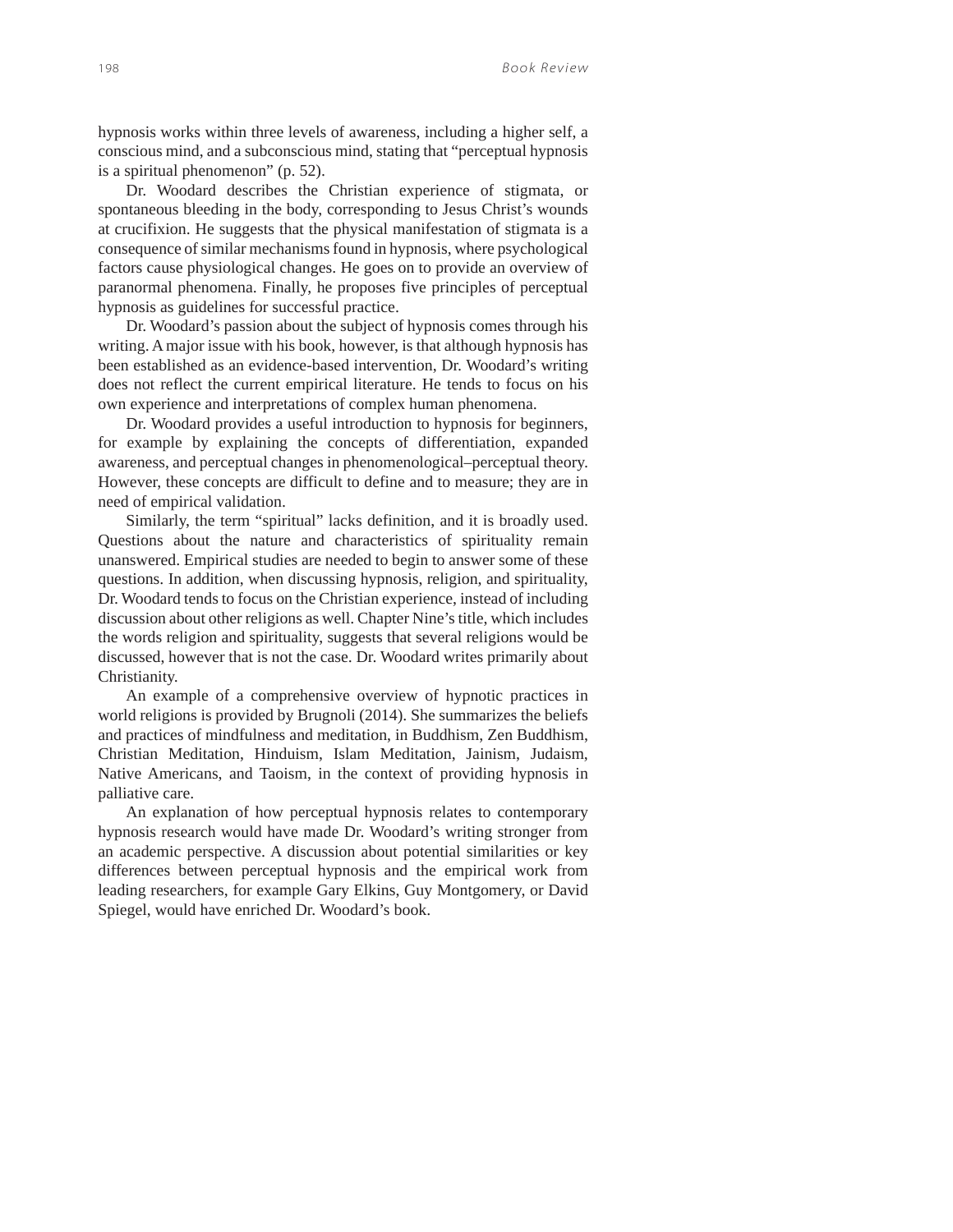hypnosis works within three levels of awareness, including a higher self, a conscious mind, and a subconscious mind, stating that "perceptual hypnosis is a spiritual phenomenon" (p. 52).

Dr. Woodard describes the Christian experience of stigmata, or spontaneous bleeding in the body, corresponding to Jesus Christ's wounds at crucifixion. He suggests that the physical manifestation of stigmata is a consequence of similar mechanisms found in hypnosis, where psychological factors cause physiological changes. He goes on to provide an overview of paranormal phenomena. Finally, he proposes five principles of perceptual hypnosis as guidelines for successful practice.

Dr. Woodard's passion about the subject of hypnosis comes through his writing. A major issue with his book, however, is that although hypnosis has been established as an evidence-based intervention, Dr. Woodard's writing does not reflect the current empirical literature. He tends to focus on his own experience and interpretations of complex human phenomena.

Dr. Woodard provides a useful introduction to hypnosis for beginners, for example by explaining the concepts of differentiation, expanded awareness, and perceptual changes in phenomenological–perceptual theory. However, these concepts are difficult to define and to measure; they are in need of empirical validation.

Similarly, the term "spiritual" lacks definition, and it is broadly used. Questions about the nature and characteristics of spirituality remain unanswered. Empirical studies are needed to begin to answer some of these questions. In addition, when discussing hypnosis, religion, and spirituality, Dr. Woodard tends to focus on the Christian experience, instead of including discussion about other religions as well. Chapter Nine's title, which includes the words religion and spirituality, suggests that several religions would be discussed, however that is not the case. Dr. Woodard writes primarily about Christianity.

An example of a comprehensive overview of hypnotic practices in world religions is provided by Brugnoli (2014). She summarizes the beliefs and practices of mindfulness and meditation, in Buddhism, Zen Buddhism, Christian Meditation, Hinduism, Islam Meditation, Jainism, Judaism, Native Americans, and Taoism, in the context of providing hypnosis in palliative care.

An explanation of how perceptual hypnosis relates to contemporary hypnosis research would have made Dr. Woodard's writing stronger from an academic perspective. A discussion about potential similarities or key differences between perceptual hypnosis and the empirical work from leading researchers, for example Gary Elkins, Guy Montgomery, or David Spiegel, would have enriched Dr. Woodard's book.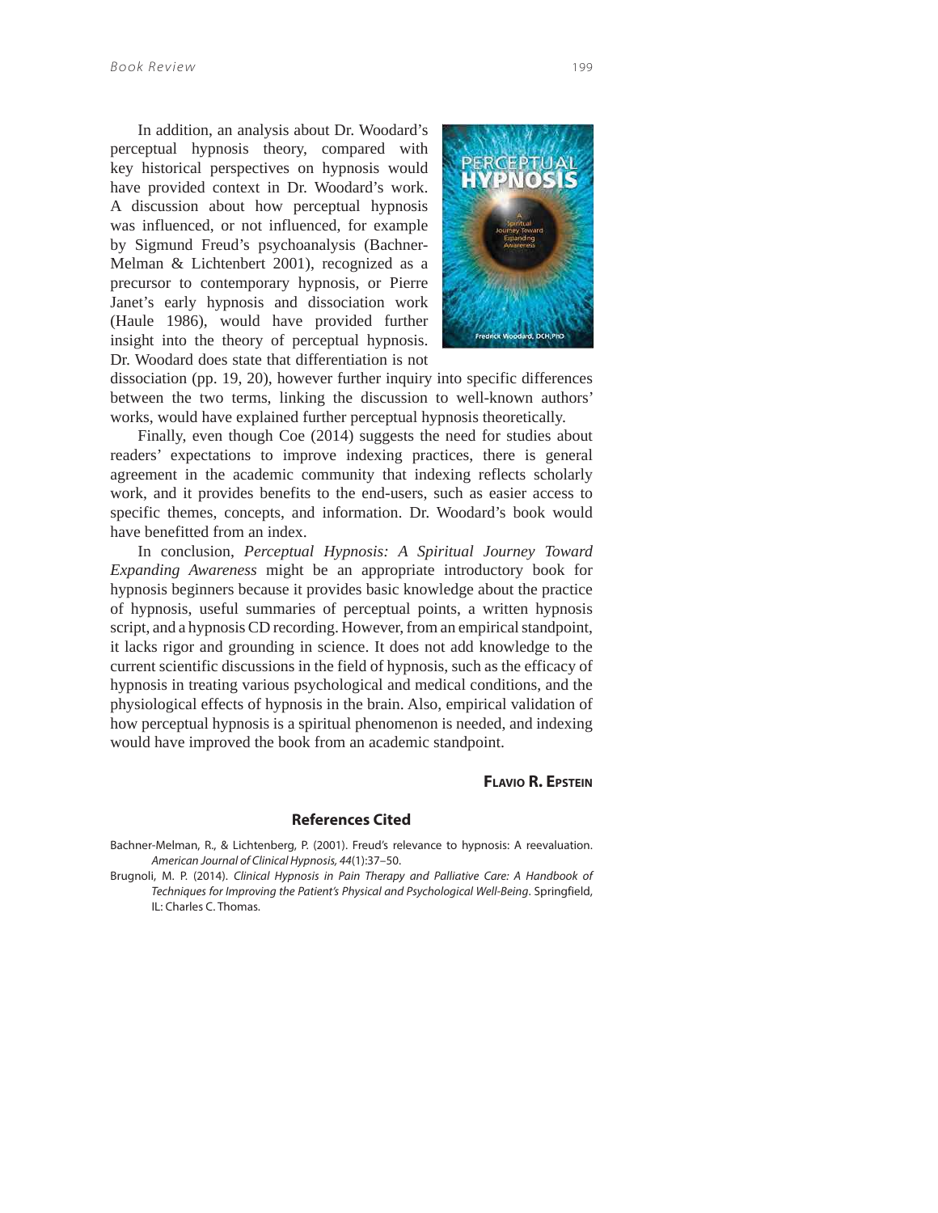In addition, an analysis about Dr. Woodard's perceptual hypnosis theory, compared with key historical perspectives on hypnosis would have provided context in Dr. Woodard's work. A discussion about how perceptual hypnosis was influenced, or not influenced, for example by Sigmund Freud's psychoanalysis (Bachner-Melman & Lichtenbert 2001), recognized as a precursor to contemporary hypnosis, or Pierre Janet's early hypnosis and dissociation work (Haule 1986), would have provided further insight into the theory of perceptual hypnosis. Dr. Woodard does state that differentiation is not dissociation (pp. 19, 20), however further inquiry into specific differences between the two terms, linking the discussion to well-known authors' works, would have explained further perceptual hypnosis theoretically.

Finally, even though Coe (2014) suggests the need for studies about readers' expectations to improve indexing practices, there is general agreement in the academic community that indexing reflects scholarly work, and it provides benefits to the end-users, such as easier access to specific themes, concepts, and information. Dr. Woodard's book would have benefitted from an index.

In conclusion, *Perceptual Hypnosis: A Spiritual Journey Toward Expanding Awareness* might be an appropriate introductory book for hypnosis beginners because it provides basic knowledge about the practice of hypnosis, useful summaries of perceptual points, a written hypnosis script, and a hypnosis CD recording. However, from an empirical standpoint, it lacks rigor and grounding in science. It does not add knowledge to the current scientific discussions in the field of hypnosis, such as the efficacy of hypnosis in treating various psychological and medical conditions, and the physiological effects of hypnosis in the brain. Also, empirical validation of how perceptual hypnosis is a spiritual phenomenon is needed, and indexing would have improved the book from an academic standpoint.

**Flavio R. Epstein**

## References Cited

Bachner-Melman, R., & Lichtenberg, P. (2001). Freud's relevance to hypnosis: A reevaluation. *American Journal of Clinical Hypnosis, 44*(1):37–50.

Brugnoli, M. P. (2014). *Clinical Hypnosis in Pain Therapy and Palliative Care: A Handbook of Techniques for Improving the Patient's Physical and Psychological Well-Being*. Springfield, IL: Charles C. Thomas.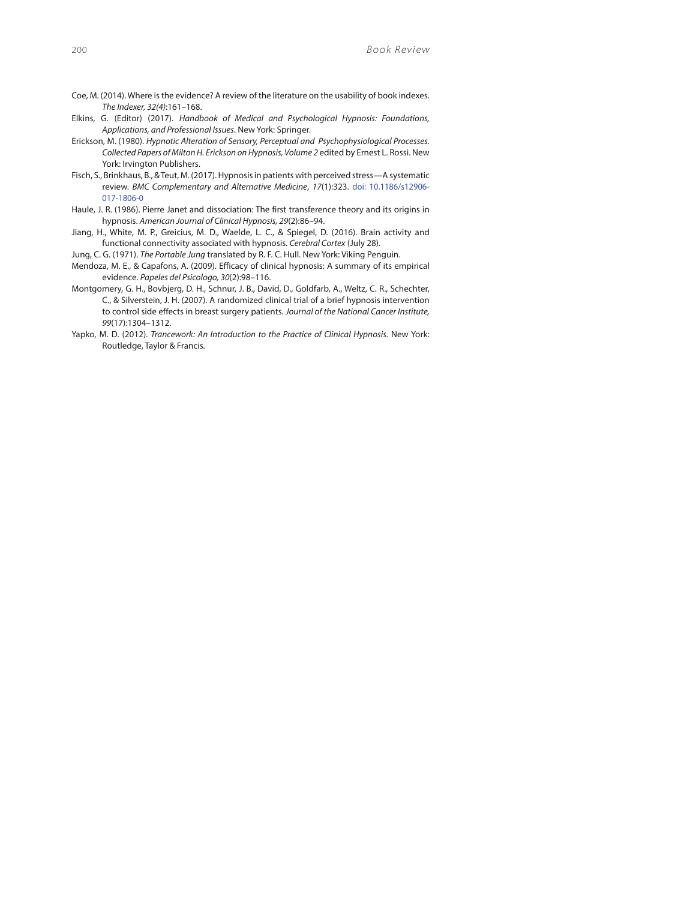Coe, M. (2014). Where is the evidence? A review of the literature on the usability of book indexes. *The Indexer, 32(4)*:161–168.

Elkins, G. (Editor) (2017). *Handbook of Medical and Psychological Hypnosis: Foundations, Applications, and Professional Issues*. New York: Springer.

Erickson, M. (1980). *Hypnotic Alteration of Sensory, Perceptual and Psychophysiological Processes. Collected Papers of Milton H. Erickson on Hypnosis, Volume 2* edited by Ernest L. Rossi. New York: Irvington Publishers.

Fisch, S., Brinkhaus, B., & Teut, M. (2017). Hypnosis in patients with perceived stress—A systematic review. *BMC Complementary and Alternative Medicine*, *17*(1):323. doi: 10.1186/s12906-017-1806-0

Haule, J. R. (1986). Pierre Janet and dissociation: The first transference theory and its origins in hypnosis. *American Journal of Clinical Hypnosis, 29*(2):86–94.

Jiang, H., White, M. P., Greicius, M. D., Waelde, L. C., & Spiegel, D. (2016). Brain activity and functional connectivity associated with hypnosis. *Cerebral Cortex* (July 28).

Jung, C. G. (1971). *The Portable Jung* translated by R. F. C. Hull. New York: Viking Penguin.

Mendoza, M. E., & Capafons, A. (2009). Efficacy of clinical hypnosis: A summary of its empirical evidence. *Papeles del Psicologo, 30*(2):98–116.

Montgomery, G. H., Bovbjerg, D. H., Schnur, J. B., David, D., Goldfarb, A., Weltz, C. R., Schechter, C., & Silverstein, J. H. (2007). A randomized clinical trial of a brief hypnosis intervention to control side effects in breast surgery patients. *Journal of the National Cancer Institute, 99*(17):1304–1312.

Yapko, M. D. (2012). *Trancework: An Introduction to the Practice of Clinical Hypnosis*. New York: Routledge, Taylor & Francis.